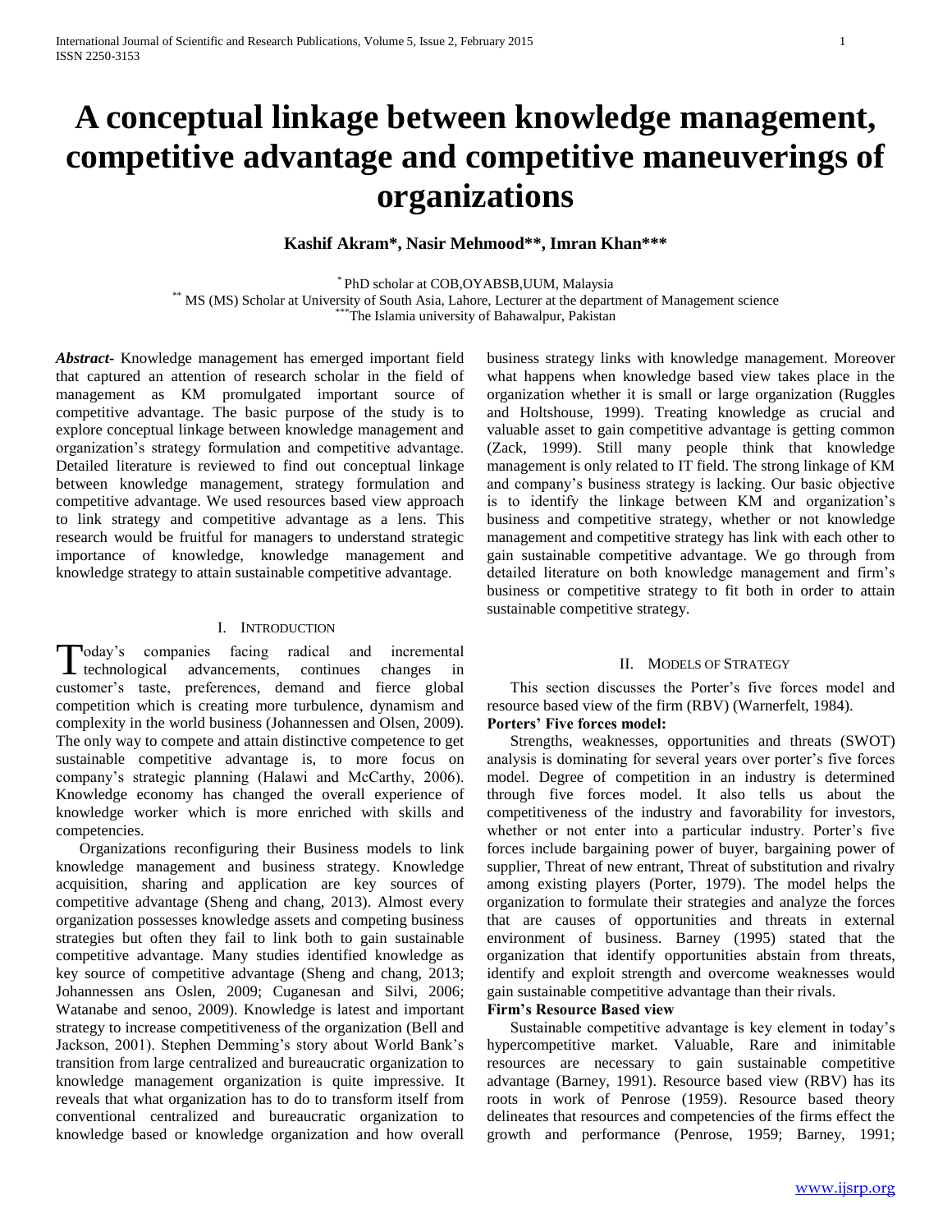# A conceptual linkage between knowledge management, competitive advantage and competitive maneuverings of organizations

**Kashif Akram*, Nasir Mehmood**, Imran Khan*****

* PhD scholar at COB,OYABSB,UUM, Malaysia
** MS (MS) Scholar at University of South Asia, Lahore, Lecturer at the department of Management science
***The Islamia university of Bahawalpur, Pakistan

***Abstract-*** Knowledge management has emerged important field that captured an attention of research scholar in the field of management as KM promulgated important source of competitive advantage. The basic purpose of the study is to explore conceptual linkage between knowledge management and organization's strategy formulation and competitive advantage. Detailed literature is reviewed to find out conceptual linkage between knowledge management, strategy formulation and competitive advantage. We used resources based view approach to link strategy and competitive advantage as a lens. This research would be fruitful for managers to understand strategic importance of knowledge, knowledge management and knowledge strategy to attain sustainable competitive advantage.

## I. Introduction

Today's companies facing radical and incremental technological advancements, continues changes in customer's taste, preferences, demand and fierce global competition which is creating more turbulence, dynamism and complexity in the world business (Johannessen and Olsen, 2009). The only way to compete and attain distinctive competence to get sustainable competitive advantage is, to more focus on company's strategic planning (Halawi and McCarthy, 2006). Knowledge economy has changed the overall experience of knowledge worker which is more enriched with skills and competencies.

Organizations reconfiguring their Business models to link knowledge management and business strategy. Knowledge acquisition, sharing and application are key sources of competitive advantage (Sheng and chang, 2013). Almost every organization possesses knowledge assets and competing business strategies but often they fail to link both to gain sustainable competitive advantage. Many studies identified knowledge as key source of competitive advantage (Sheng and chang, 2013; Johannessen ans Oslen, 2009; Cuganesan and Silvi, 2006; Watanabe and senoo, 2009). Knowledge is latest and important strategy to increase competitiveness of the organization (Bell and Jackson, 2001). Stephen Demming's story about World Bank's transition from large centralized and bureaucratic organization to knowledge management organization is quite impressive. It reveals that what organization has to do to transform itself from conventional centralized and bureaucratic organization to knowledge based or knowledge organization and how overall business strategy links with knowledge management. Moreover what happens when knowledge based view takes place in the organization whether it is small or large organization (Ruggles and Holtshouse, 1999). Treating knowledge as crucial and valuable asset to gain competitive advantage is getting common (Zack, 1999). Still many people think that knowledge management is only related to IT field. The strong linkage of KM and company's business strategy is lacking. Our basic objective is to identify the linkage between KM and organization's business and competitive strategy, whether or not knowledge management and competitive strategy has link with each other to gain sustainable competitive advantage. We go through from detailed literature on both knowledge management and firm's business or competitive strategy to fit both in order to attain sustainable competitive strategy.

## II. Models of Strategy

This section discusses the Porter's five forces model and resource based view of the firm (RBV) (Warnerfelt, 1984).

**Porters' Five forces model:**

Strengths, weaknesses, opportunities and threats (SWOT) analysis is dominating for several years over porter's five forces model. Degree of competition in an industry is determined through five forces model. It also tells us about the competitiveness of the industry and favorability for investors, whether or not enter into a particular industry. Porter's five forces include bargaining power of buyer, bargaining power of supplier, Threat of new entrant, Threat of substitution and rivalry among existing players (Porter, 1979). The model helps the organization to formulate their strategies and analyze the forces that are causes of opportunities and threats in external environment of business. Barney (1995) stated that the organization that identify opportunities abstain from threats, identify and exploit strength and overcome weaknesses would gain sustainable competitive advantage than their rivals.

**Firm's Resource Based view**

Sustainable competitive advantage is key element in today's hypercompetitive market. Valuable, Rare and inimitable resources are necessary to gain sustainable competitive advantage (Barney, 1991). Resource based view (RBV) has its roots in work of Penrose (1959). Resource based theory delineates that resources and competencies of the firms effect the growth and performance (Penrose, 1959; Barney, 1991;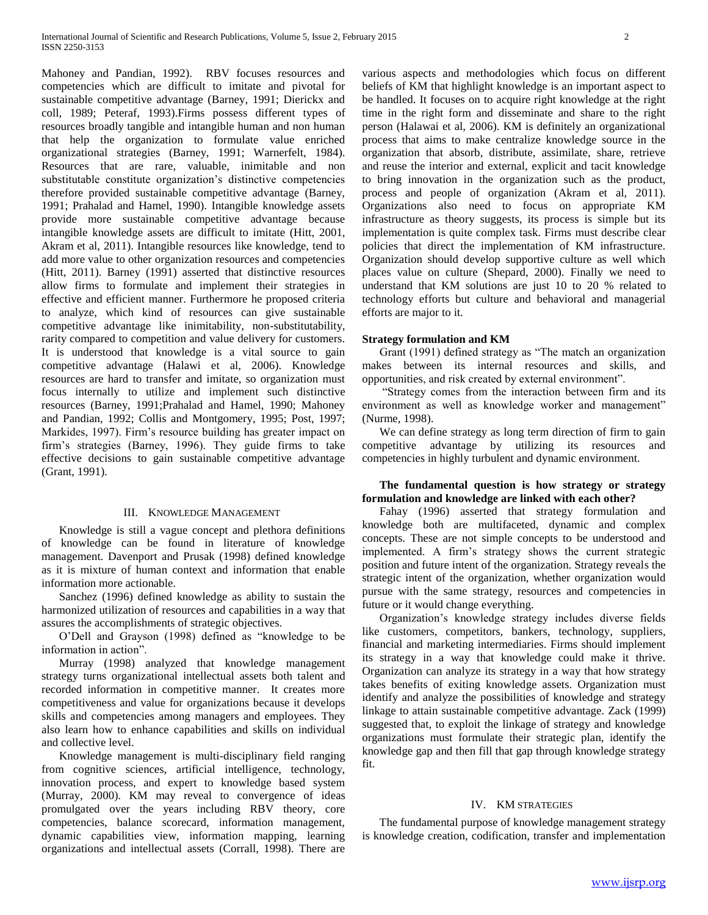Mahoney and Pandian, 1992). RBV focuses resources and competencies which are difficult to imitate and pivotal for sustainable competitive advantage (Barney, 1991; Dierickx and coll, 1989; Peteraf, 1993).Firms possess different types of resources broadly tangible and intangible human and non human that help the organization to formulate value enriched organizational strategies (Barney, 1991; Warnerfelt, 1984). Resources that are rare, valuable, inimitable and non substitutable constitute organization's distinctive competencies therefore provided sustainable competitive advantage (Barney, 1991; Prahalad and Hamel, 1990). Intangible knowledge assets provide more sustainable competitive advantage because intangible knowledge assets are difficult to imitate (Hitt, 2001, Akram et al, 2011). Intangible resources like knowledge, tend to add more value to other organization resources and competencies (Hitt, 2011). Barney (1991) asserted that distinctive resources allow firms to formulate and implement their strategies in effective and efficient manner. Furthermore he proposed criteria to analyze, which kind of resources can give sustainable competitive advantage like inimitability, non-substitutability, rarity compared to competition and value delivery for customers. It is understood that knowledge is a vital source to gain competitive advantage (Halawi et al, 2006). Knowledge resources are hard to transfer and imitate, so organization must focus internally to utilize and implement such distinctive resources (Barney, 1991;Prahalad and Hamel, 1990; Mahoney and Pandian, 1992; Collis and Montgomery, 1995; Post, 1997; Markides, 1997). Firm's resource building has greater impact on firm's strategies (Barney, 1996). They guide firms to take effective decisions to gain sustainable competitive advantage (Grant, 1991).

## III. Knowledge Management

Knowledge is still a vague concept and plethora definitions of knowledge can be found in literature of knowledge management. Davenport and Prusak (1998) defined knowledge as it is mixture of human context and information that enable information more actionable.

Sanchez (1996) defined knowledge as ability to sustain the harmonized utilization of resources and capabilities in a way that assures the accomplishments of strategic objectives.

O'Dell and Grayson (1998) defined as "knowledge to be information in action".

Murray (1998) analyzed that knowledge management strategy turns organizational intellectual assets both talent and recorded information in competitive manner. It creates more competitiveness and value for organizations because it develops skills and competencies among managers and employees. They also learn how to enhance capabilities and skills on individual and collective level.

Knowledge management is multi-disciplinary field ranging from cognitive sciences, artificial intelligence, technology, innovation process, and expert to knowledge based system (Murray, 2000). KM may reveal to convergence of ideas promulgated over the years including RBV theory, core competencies, balance scorecard, information management, dynamic capabilities view, information mapping, learning organizations and intellectual assets (Corrall, 1998). There are various aspects and methodologies which focus on different beliefs of KM that highlight knowledge is an important aspect to be handled. It focuses on to acquire right knowledge at the right time in the right form and disseminate and share to the right person (Halawai et al, 2006). KM is definitely an organizational process that aims to make centralize knowledge source in the organization that absorb, distribute, assimilate, share, retrieve and reuse the interior and external, explicit and tacit knowledge to bring innovation in the organization such as the product, process and people of organization (Akram et al, 2011). Organizations also need to focus on appropriate KM infrastructure as theory suggests, its process is simple but its implementation is quite complex task. Firms must describe clear policies that direct the implementation of KM infrastructure. Organization should develop supportive culture as well which places value on culture (Shepard, 2000). Finally we need to understand that KM solutions are just 10 to 20 % related to technology efforts but culture and behavioral and managerial efforts are major to it.

### Strategy formulation and KM

Grant (1991) defined strategy as "The match an organization makes between its internal resources and skills, and opportunities, and risk created by external environment".

"Strategy comes from the interaction between firm and its environment as well as knowledge worker and management" (Nurme, 1998).

We can define strategy as long term direction of firm to gain competitive advantage by utilizing its resources and competencies in highly turbulent and dynamic environment.

**The fundamental question is how strategy or strategy formulation and knowledge are linked with each other?**

Fahay (1996) asserted that strategy formulation and knowledge both are multifaceted, dynamic and complex concepts. These are not simple concepts to be understood and implemented. A firm's strategy shows the current strategic position and future intent of the organization. Strategy reveals the strategic intent of the organization, whether organization would pursue with the same strategy, resources and competencies in future or it would change everything.

Organization's knowledge strategy includes diverse fields like customers, competitors, bankers, technology, suppliers, financial and marketing intermediaries. Firms should implement its strategy in a way that knowledge could make it thrive. Organization can analyze its strategy in a way that how strategy takes benefits of exiting knowledge assets. Organization must identify and analyze the possibilities of knowledge and strategy linkage to attain sustainable competitive advantage. Zack (1999) suggested that, to exploit the linkage of strategy and knowledge organizations must formulate their strategic plan, identify the knowledge gap and then fill that gap through knowledge strategy fit.

## IV. KM Strategies

The fundamental purpose of knowledge management strategy is knowledge creation, codification, transfer and implementation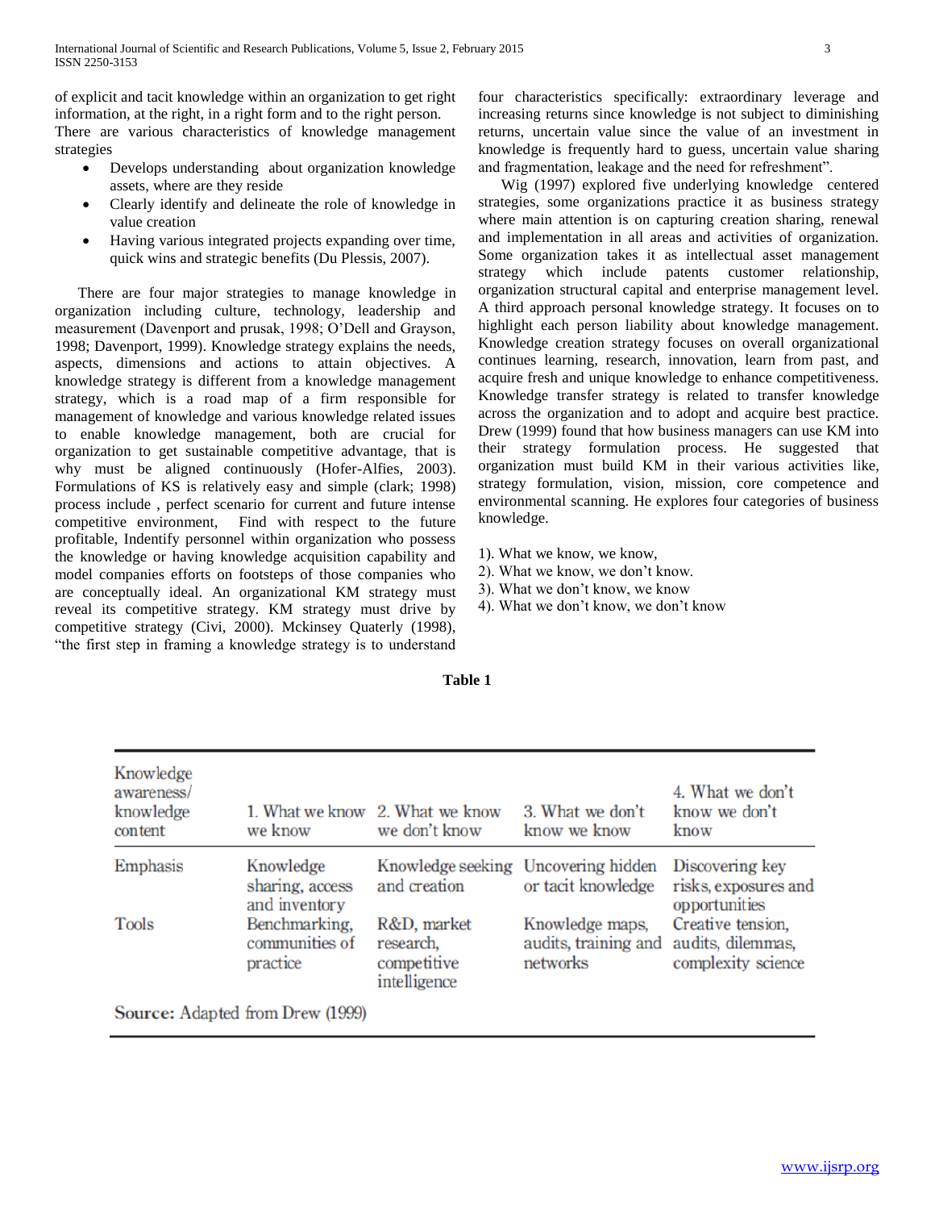of explicit and tacit knowledge within an organization to get right information, at the right, in a right form and to the right person. There are various characteristics of knowledge management strategies

- Develops understanding about organization knowledge assets, where are they reside
- Clearly identify and delineate the role of knowledge in value creation
- Having various integrated projects expanding over time, quick wins and strategic benefits (Du Plessis, 2007).

There are four major strategies to manage knowledge in organization including culture, technology, leadership and measurement (Davenport and prusak, 1998; O'Dell and Grayson, 1998; Davenport, 1999). Knowledge strategy explains the needs, aspects, dimensions and actions to attain objectives. A knowledge strategy is different from a knowledge management strategy, which is a road map of a firm responsible for management of knowledge and various knowledge related issues to enable knowledge management, both are crucial for organization to get sustainable competitive advantage, that is why must be aligned continuously (Hofer-Alfies, 2003). Formulations of KS is relatively easy and simple (clark; 1998) process include , perfect scenario for current and future intense competitive environment, Find with respect to the future profitable, Indentify personnel within organization who possess the knowledge or having knowledge acquisition capability and model companies efforts on footsteps of those companies who are conceptually ideal. An organizational KM strategy must reveal its competitive strategy. KM strategy must drive by competitive strategy (Civi, 2000). Mckinsey Quaterly (1998), "the first step in framing a knowledge strategy is to understand four characteristics specifically: extraordinary leverage and increasing returns since knowledge is not subject to diminishing returns, uncertain value since the value of an investment in knowledge is frequently hard to guess, uncertain value sharing and fragmentation, leakage and the need for refreshment".

Wig (1997) explored five underlying knowledge centered strategies, some organizations practice it as business strategy where main attention is on capturing creation sharing, renewal and implementation in all areas and activities of organization. Some organization takes it as intellectual asset management strategy which include patents customer relationship, organization structural capital and enterprise management level. A third approach personal knowledge strategy. It focuses on to highlight each person liability about knowledge management. Knowledge creation strategy focuses on overall organizational continues learning, research, innovation, learn from past, and acquire fresh and unique knowledge to enhance competitiveness. Knowledge transfer strategy is related to transfer knowledge across the organization and to adopt and acquire best practice. Drew (1999) found that how business managers can use KM into their strategy formulation process. He suggested that organization must build KM in their various activities like, strategy formulation, vision, mission, core competence and environmental scanning. He explores four categories of business knowledge.

1). What we know, we know,
2). What we know, we don't know.
3). What we don't know, we know
4). What we don't know, we don't know

**Table 1**

| Knowledge awareness/ knowledge content | 1. What we know we know | 2. What we know we don't know | 3. What we don't know we know | 4. What we don't know we don't know |
|---|---|---|---|---|
| Emphasis | Knowledge sharing, access and inventory | Knowledge seeking and creation | Uncovering hidden or tacit knowledge | Discovering key risks, exposures and opportunities |
| Tools | Benchmarking, communities of practice | R&D, market research, competitive intelligence | Knowledge maps, audits, training and networks | Creative tension, audits, dilemmas, complexity science |

**Source:** Adapted from Drew (1999)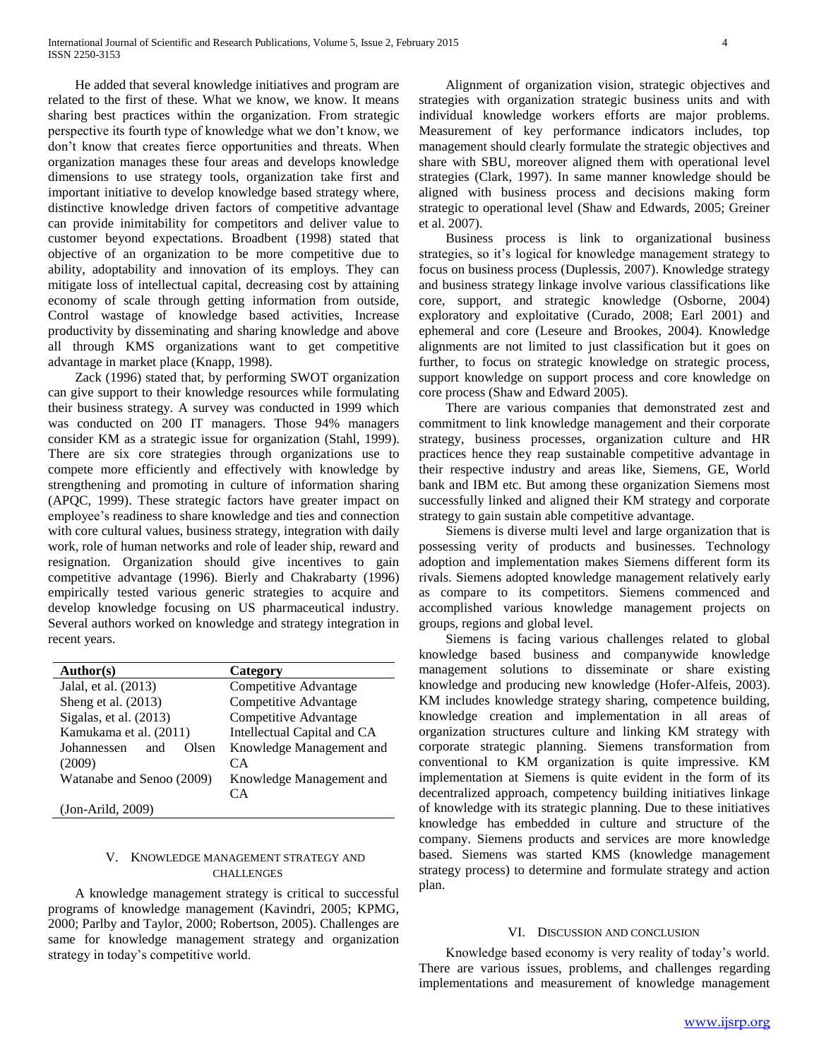He added that several knowledge initiatives and program are related to the first of these. What we know, we know. It means sharing best practices within the organization. From strategic perspective its fourth type of knowledge what we don't know, we don't know that creates fierce opportunities and threats. When organization manages these four areas and develops knowledge dimensions to use strategy tools, organization take first and important initiative to develop knowledge based strategy where, distinctive knowledge driven factors of competitive advantage can provide inimitability for competitors and deliver value to customer beyond expectations. Broadbent (1998) stated that objective of an organization to be more competitive due to ability, adoptability and innovation of its employs. They can mitigate loss of intellectual capital, decreasing cost by attaining economy of scale through getting information from outside, Control wastage of knowledge based activities, Increase productivity by disseminating and sharing knowledge and above all through KMS organizations want to get competitive advantage in market place (Knapp, 1998).

Zack (1996) stated that, by performing SWOT organization can give support to their knowledge resources while formulating their business strategy. A survey was conducted in 1999 which was conducted on 200 IT managers. Those 94% managers consider KM as a strategic issue for organization (Stahl, 1999). There are six core strategies through organizations use to compete more efficiently and effectively with knowledge by strengthening and promoting in culture of information sharing (APQC, 1999). These strategic factors have greater impact on employee's readiness to share knowledge and ties and connection with core cultural values, business strategy, integration with daily work, role of human networks and role of leader ship, reward and resignation. Organization should give incentives to gain competitive advantage (1996). Bierly and Chakrabarty (1996) empirically tested various generic strategies to acquire and develop knowledge focusing on US pharmaceutical industry. Several authors worked on knowledge and strategy integration in recent years.

| Author(s) | Category |
|---|---|
| Jalal, et al. (2013) | Competitive Advantage |
| Sheng et al. (2013) | Competitive Advantage |
| Sigalas, et al. (2013) | Competitive Advantage |
| Kamukama et al. (2011) | Intellectual Capital and CA |
| Johannessen and Olsen (2009) | Knowledge Management and CA |
| Watanabe and Senoo (2009) | Knowledge Management and CA |
| (Jon-Arild, 2009) | |

## V. Knowledge Management Strategy and Challenges

A knowledge management strategy is critical to successful programs of knowledge management (Kavindri, 2005; KPMG, 2000; Parlby and Taylor, 2000; Robertson, 2005). Challenges are same for knowledge management strategy and organization strategy in today's competitive world.

Alignment of organization vision, strategic objectives and strategies with organization strategic business units and with individual knowledge workers efforts are major problems. Measurement of key performance indicators includes, top management should clearly formulate the strategic objectives and share with SBU, moreover aligned them with operational level strategies (Clark, 1997). In same manner knowledge should be aligned with business process and decisions making form strategic to operational level (Shaw and Edwards, 2005; Greiner et al. 2007).

Business process is link to organizational business strategies, so it's logical for knowledge management strategy to focus on business process (Duplessis, 2007). Knowledge strategy and business strategy linkage involve various classifications like core, support, and strategic knowledge (Osborne, 2004) exploratory and exploitative (Curado, 2008; Earl 2001) and ephemeral and core (Leseure and Brookes, 2004). Knowledge alignments are not limited to just classification but it goes on further, to focus on strategic knowledge on strategic process, support knowledge on support process and core knowledge on core process (Shaw and Edward 2005).

There are various companies that demonstrated zest and commitment to link knowledge management and their corporate strategy, business processes, organization culture and HR practices hence they reap sustainable competitive advantage in their respective industry and areas like, Siemens, GE, World bank and IBM etc. But among these organization Siemens most successfully linked and aligned their KM strategy and corporate strategy to gain sustain able competitive advantage.

Siemens is diverse multi level and large organization that is possessing verity of products and businesses. Technology adoption and implementation makes Siemens different form its rivals. Siemens adopted knowledge management relatively early as compare to its competitors. Siemens commenced and accomplished various knowledge management projects on groups, regions and global level.

Siemens is facing various challenges related to global knowledge based business and companywide knowledge management solutions to disseminate or share existing knowledge and producing new knowledge (Hofer-Alfeis, 2003). KM includes knowledge strategy sharing, competence building, knowledge creation and implementation in all areas of organization structures culture and linking KM strategy with corporate strategic planning. Siemens transformation from conventional to KM organization is quite impressive. KM implementation at Siemens is quite evident in the form of its decentralized approach, competency building initiatives linkage of knowledge with its strategic planning. Due to these initiatives knowledge has embedded in culture and structure of the company. Siemens products and services are more knowledge based. Siemens was started KMS (knowledge management strategy process) to determine and formulate strategy and action plan.

## VI. Discussion and Conclusion

Knowledge based economy is very reality of today's world. There are various issues, problems, and challenges regarding implementations and measurement of knowledge management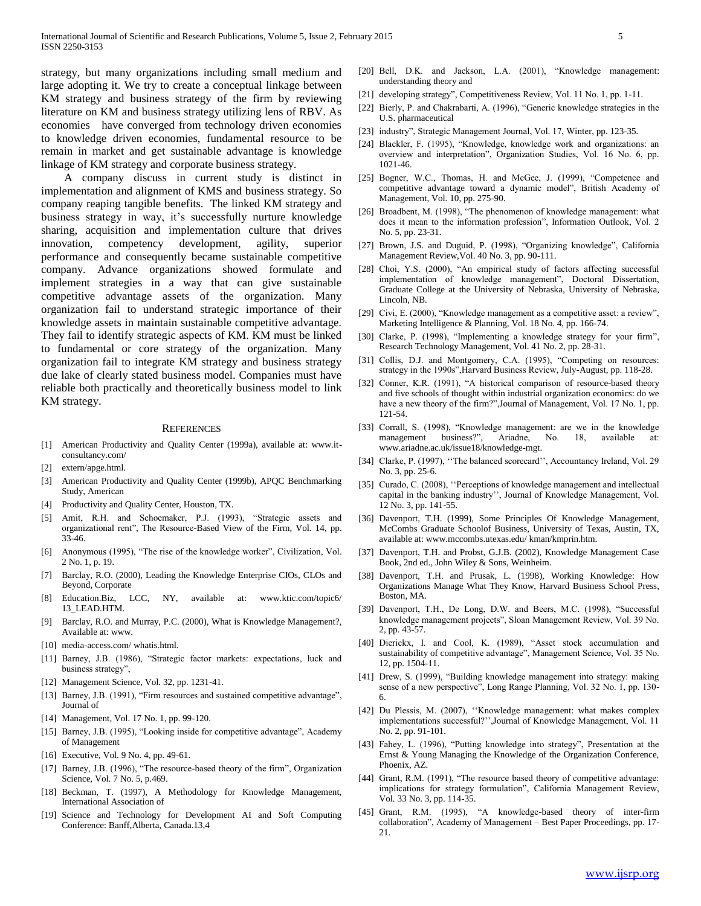strategy, but many organizations including small medium and large adopting it. We try to create a conceptual linkage between KM strategy and business strategy of the firm by reviewing literature on KM and business strategy utilizing lens of RBV. As economies have converged from technology driven economies to knowledge driven economies, fundamental resource to be remain in market and get sustainable advantage is knowledge linkage of KM strategy and corporate business strategy.

A company discuss in current study is distinct in implementation and alignment of KMS and business strategy. So company reaping tangible benefits. The linked KM strategy and business strategy in way, it's successfully nurture knowledge sharing, acquisition and implementation culture that drives innovation, competency development, agility, superior performance and consequently became sustainable competitive company. Advance organizations showed formulate and implement strategies in a way that can give sustainable competitive advantage assets of the organization. Many organization fail to understand strategic importance of their knowledge assets in maintain sustainable competitive advantage. They fail to identify strategic aspects of KM. KM must be linked to fundamental or core strategy of the organization. Many organization fail to integrate KM strategy and business strategy due lake of clearly stated business model. Companies must have reliable both practically and theoretically business model to link KM strategy.

## References

[1] American Productivity and Quality Center (1999a), available at: www.it-consultancy.com/

[2] extern/apge.html.

[3] American Productivity and Quality Center (1999b), APQC Benchmarking Study, American

[4] Productivity and Quality Center, Houston, TX.

[5] Amit, R.H. and Schoemaker, P.J. (1993), "Strategic assets and organizational rent", The Resource-Based View of the Firm, Vol. 14, pp. 33-46.

[6] Anonymous (1995), "The rise of the knowledge worker", Civilization, Vol. 2 No. 1, p. 19.

[7] Barclay, R.O. (2000), Leading the Knowledge Enterprise CIOs, CLOs and Beyond, Corporate

[8] Education.Biz, LCC, NY, available at: www.ktic.com/topic6/ 13_LEAD.HTM.

[9] Barclay, R.O. and Murray, P.C. (2000), What is Knowledge Management?, Available at: www.

[10] media-access.com/ whatis.html.

[11] Barney, J.B. (1986), "Strategic factor markets: expectations, luck and business strategy",

[12] Management Science, Vol. 32, pp. 1231-41.

[13] Barney, J.B. (1991), "Firm resources and sustained competitive advantage", Journal of

[14] Management, Vol. 17 No. 1, pp. 99-120.

[15] Barney, J.B. (1995), "Looking inside for competitive advantage", Academy of Management

[16] Executive, Vol. 9 No. 4, pp. 49-61.

[17] Barney, J.B. (1996), "The resource-based theory of the firm", Organization Science, Vol. 7 No. 5, p.469.

[18] Beckman, T. (1997), A Methodology for Knowledge Management, International Association of

[19] Science and Technology for Development AI and Soft Computing Conference: Banff,Alberta, Canada.13,4

[20] Bell, D.K. and Jackson, L.A. (2001), "Knowledge management: understanding theory and

[21] developing strategy", Competitiveness Review, Vol. 11 No. 1, pp. 1-11.

[22] Bierly, P. and Chakrabarti, A. (1996), "Generic knowledge strategies in the U.S. pharmaceutical

[23] industry", Strategic Management Journal, Vol. 17, Winter, pp. 123-35.

[24] Blackler, F. (1995), "Knowledge, knowledge work and organizations: an overview and interpretation", Organization Studies, Vol. 16 No. 6, pp. 1021-46.

[25] Bogner, W.C., Thomas, H. and McGee, J. (1999), "Competence and competitive advantage toward a dynamic model", British Academy of Management, Vol. 10, pp. 275-90.

[26] Broadbent, M. (1998), "The phenomenon of knowledge management: what does it mean to the information profession", Information Outlook, Vol. 2 No. 5, pp. 23-31.

[27] Brown, J.S. and Duguid, P. (1998), "Organizing knowledge", California Management Review,Vol. 40 No. 3, pp. 90-111.

[28] Choi, Y.S. (2000), "An empirical study of factors affecting successful implementation of knowledge management", Doctoral Dissertation, Graduate College at the University of Nebraska, University of Nebraska, Lincoln, NB.

[29] Civi, E. (2000), "Knowledge management as a competitive asset: a review", Marketing Intelligence & Planning, Vol. 18 No. 4, pp. 166-74.

[30] Clarke, P. (1998), "Implementing a knowledge strategy for your firm", Research Technology Management, Vol. 41 No. 2, pp. 28-31.

[31] Collis, D.J. and Montgomery, C.A. (1995), "Competing on resources: strategy in the 1990s",Harvard Business Review, July-August, pp. 118-28.

[32] Conner, K.R. (1991), "A historical comparison of resource-based theory and five schools of thought within industrial organization economics: do we have a new theory of the firm?",Journal of Management, Vol. 17 No. 1, pp. 121-54.

[33] Corrall, S. (1998), "Knowledge management: are we in the knowledge management business?", Ariadne, No. 18, available at: www.ariadne.ac.uk/issue18/knowledge-mgt.

[34] Clarke, P. (1997), ''The balanced scorecard'', Accountancy Ireland, Vol. 29 No. 3, pp. 25-6.

[35] Curado, C. (2008), ''Perceptions of knowledge management and intellectual capital in the banking industry'', Journal of Knowledge Management, Vol. 12 No. 3, pp. 141-55.

[36] Davenport, T.H. (1999), Some Principles Of Knowledge Management, McCombs Graduate Schoolof Business, University of Texas, Austin, TX, available at: www.mccombs.utexas.edu/ kman/kmprin.htm.

[37] Davenport, T.H. and Probst, G.J.B. (2002), Knowledge Management Case Book, 2nd ed., John Wiley & Sons, Weinheim.

[38] Davenport, T.H. and Prusak, L. (1998), Working Knowledge: How Organizations Manage What They Know, Harvard Business School Press, Boston, MA.

[39] Davenport, T.H., De Long, D.W. and Beers, M.C. (1998), "Successful knowledge management projects", Sloan Management Review, Vol. 39 No. 2, pp. 43-57.

[40] Dierickx, I. and Cool, K. (1989), "Asset stock accumulation and sustainability of competitive advantage", Management Science, Vol. 35 No. 12, pp. 1504-11.

[41] Drew, S. (1999), "Building knowledge management into strategy: making sense of a new perspective", Long Range Planning, Vol. 32 No. 1, pp. 130-6.

[42] Du Plessis, M. (2007), ''Knowledge management: what makes complex implementations successful?'',Journal of Knowledge Management, Vol. 11 No. 2, pp. 91-101.

[43] Fahey, L. (1996), "Putting knowledge into strategy", Presentation at the Ernst & Young Managing the Knowledge of the Organization Conference, Phoenix, AZ.

[44] Grant, R.M. (1991), "The resource based theory of competitive advantage: implications for strategy formulation", California Management Review, Vol. 33 No. 3, pp. 114-35.

[45] Grant, R.M. (1995), "A knowledge-based theory of inter-firm collaboration", Academy of Management – Best Paper Proceedings, pp. 17-21.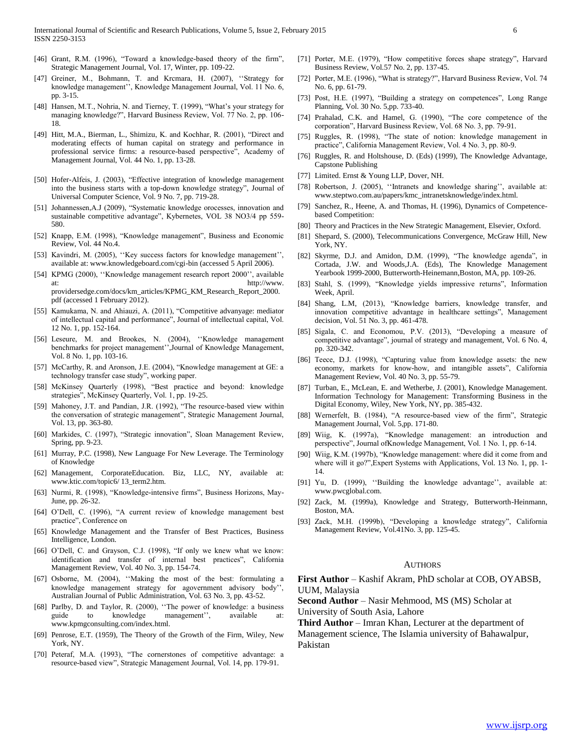[46] Grant, R.M. (1996), "Toward a knowledge-based theory of the firm", Strategic Management Journal, Vol. 17, Winter, pp. 109-22.

[47] Greiner, M., Bohmann, T. and Krcmara, H. (2007), ''Strategy for knowledge management'', Knowledge Management Journal, Vol. 11 No. 6, pp. 3-15.

[48] Hansen, M.T., Nohria, N. and Tierney, T. (1999), "What's your strategy for managing knowledge?", Harvard Business Review, Vol. 77 No. 2, pp. 106-18.

[49] Hitt, M.A., Bierman, L., Shimizu, K. and Kochhar, R. (2001), "Direct and moderating effects of human capital on strategy and performance in professional service firms: a resource-based perspective", Academy of Management Journal, Vol. 44 No. 1, pp. 13-28.

[50] Hofer-Alfeis, J. (2003), "Effective integration of knowledge management into the business starts with a top-down knowledge strategy", Journal of Universal Computer Science, Vol. 9 No. 7, pp. 719-28.

[51] Johannessen,A.J (2009), "Systematic knowledge orocesses, innovation and sustainable competitive advantage", Kybernetes, VOL 38 NO3/4 pp 559-580.

[52] Knapp, E.M. (1998), "Knowledge management", Business and Economic Review, Vol. 44 No.4.

[53] Kavindri, M. (2005), ''Key success factors for knowledge management'', available at: www.knowledgeboard.com/cgi-bin (accessed 5 April 2006).

[54] KPMG (2000), ''Knowledge management research report 2000'', available at: http://www.providersedge.com/docs/km_articles/KPMG_KM_Research_Report_2000.pdf (accessed 1 February 2012).

[55] Kamukama, N. and Ahiauzi, A. (2011), "Competitive advanyage: mediator of intellectual capital and performance", Journal of intellectual capital, Vol. 12 No. 1, pp. 152-164.

[56] Leseure, M. and Brookes, N. (2004), ''Knowledge management benchmarks for project management'',Journal of Knowledge Management, Vol. 8 No. 1, pp. 103-16.

[57] McCarthy, R. and Aronson, J.E. (2004), "Knowledge management at GE: a technology transfer case study", working paper.

[58] McKinsey Quarterly (1998), "Best practice and beyond: knowledge strategies", McKinsey Quarterly, Vol. 1, pp. 19-25.

[59] Mahoney, J.T. and Pandian, J.R. (1992), "The resource-based view within the conversation of strategic management", Strategic Management Journal, Vol. 13, pp. 363-80.

[60] Markides, C. (1997), "Strategic innovation", Sloan Management Review, Spring, pp. 9-23.

[61] Murray, P.C. (1998), New Language For New Leverage. The Terminology of Knowledge

[62] Management, CorporateEducation. Biz, LLC, NY, available at: www.ktic.com/topic6/ 13_term2.htm.

[63] Nurmi, R. (1998), "Knowledge-intensive firms", Business Horizons, May-June, pp. 26-32.

[64] O'Dell, C. (1996), "A current review of knowledge management best practice", Conference on

[65] Knowledge Management and the Transfer of Best Practices, Business Intelligence, London.

[66] O'Dell, C. and Grayson, C.J. (1998), "If only we knew what we know: identification and transfer of internal best practices", California Management Review, Vol. 40 No. 3, pp. 154-74.

[67] Osborne, M. (2004), ''Making the most of the best: formulating a knowledge management strategy for agovernment advisory body'', Australian Journal of Public Administration, Vol. 63 No. 3, pp. 43-52.

[68] Parlby, D. and Taylor, R. (2000), ''The power of knowledge: a business guide to knowledge management'', available at: www.kpmgconsulting.com/index.html.

[69] Penrose, E.T. (1959), The Theory of the Growth of the Firm, Wiley, New York, NY.

[70] Peteraf, M.A. (1993), "The cornerstones of competitive advantage: a resource-based view", Strategic Management Journal, Vol. 14, pp. 179-91.

[71] Porter, M.E. (1979), "How competitive forces shape strategy", Harvard Business Review, Vol.57 No. 2, pp. 137-45.

[72] Porter, M.E. (1996), "What is strategy?", Harvard Business Review, Vol. 74 No. 6, pp. 61-79.

[73] Post, H.E. (1997), "Building a strategy on competences", Long Range Planning, Vol. 30 No. 5,pp. 733-40.

[74] Prahalad, C.K. and Hamel, G. (1990), "The core competence of the corporation", Harvard Business Review, Vol. 68 No. 3, pp. 79-91.

[75] Ruggles, R. (1998), "The state of notion: knowledge management in practice", California Management Review, Vol. 4 No. 3, pp. 80-9.

[76] Ruggles, R. and Holtshouse, D. (Eds) (1999), The Knowledge Advantage, Capstone Publishing

[77] Limited. Ernst & Young LLP, Dover, NH.

[78] Robertson, J. (2005), ''Intranets and knowledge sharing'', available at: www.steptwo.com.au/papers/kmc_intranetsknowledge/index.html.

[79] Sanchez, R., Heene, A. and Thomas, H. (1996), Dynamics of Competence-based Competition:

[80] Theory and Practices in the New Strategic Management, Elsevier, Oxford.

[81] Shepard, S. (2000), Telecommunications Convergence, McGraw Hill, New York, NY.

[82] Skyrme, D.J. and Amidon, D.M. (1999), "The knowledge agenda", in Cortada, J.W. and Woods,J.A. (Eds), The Knowledge Management Yearbook 1999-2000, Butterworth-Heinemann,Boston, MA, pp. 109-26.

[83] Stahl, S. (1999), "Knowledge yields impressive returns", Information Week, April.

[84] Shang, L.M, (2013), "Knowledge barriers, knowledge transfer, and innovation competitive advantage in healthcare settings", Management decision, Vol. 51 No. 3, pp. 461-478.

[85] Sigala, C. and Economou, P.V. (2013), "Developing a measure of competitive advantage", journal of strategy and management, Vol. 6 No. 4, pp. 320-342.

[86] Teece, D.J. (1998), "Capturing value from knowledge assets: the new economy, markets for know-how, and intangible assets", California Management Review, Vol. 40 No. 3, pp. 55-79.

[87] Turban, E., McLean, E. and Wetherbe, J. (2001), Knowledge Management. Information Technology for Management: Transforming Business in the Digital Economy, Wiley, New York, NY, pp. 385-432.

[88] Wernerfelt, B. (1984), "A resource-based view of the firm", Strategic Management Journal, Vol. 5,pp. 171-80.

[89] Wiig, K. (1997a), "Knowledge management: an introduction and perspective", Journal ofKnowledge Management, Vol. 1 No. 1, pp. 6-14.

[90] Wiig, K.M. (1997b), "Knowledge management: where did it come from and where will it go?",Expert Systems with Applications, Vol. 13 No. 1, pp. 1-14.

[91] Yu, D. (1999), ''Building the knowledge advantage'', available at: www.pwcglobal.com.

[92] Zack, M. (1999a), Knowledge and Strategy, Butterworth-Heinmann, Boston, MA.

[93] Zack, M.H. (1999b), "Developing a knowledge strategy", California Management Review, Vol.41No. 3, pp. 125-45.

## Authors

**First Author** – Kashif Akram, PhD scholar at COB, OYABSB, UUM, Malaysia

**Second Author** – Nasir Mehmood, MS (MS) Scholar at University of South Asia, Lahore

**Third Author** – Imran Khan, Lecturer at the department of Management science, The Islamia university of Bahawalpur, Pakistan